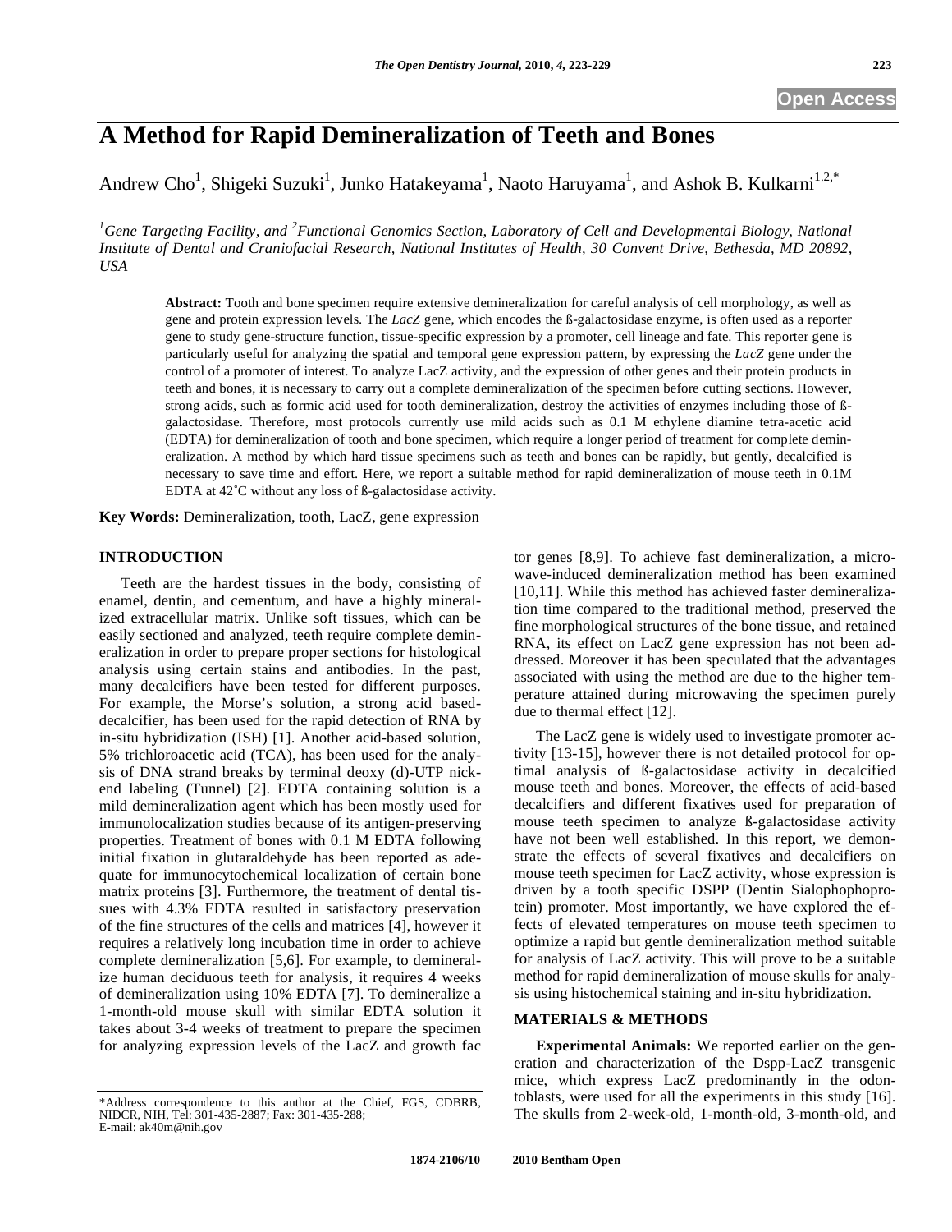# A Method for Rapid Demineralization of Teeth and Bones

Andrew Cho[1], Shigeki Suzuki[1], Junko Hatakeyama[1], Naoto Haruyama[1], and Ashok B. Kulkarni[1,2,*]

[1]*Gene Targeting Facility, and* [2]*Functional Genomics Section, Laboratory of Cell and Developmental Biology, National Institute of Dental and Craniofacial Research, National Institutes of Health, 30 Convent Drive, Bethesda, MD 20892, USA*

**Abstract:** Tooth and bone specimen require extensive demineralization for careful analysis of cell morphology, as well as gene and protein expression levels. The *LacZ* gene, which encodes the ß-galactosidase enzyme, is often used as a reporter gene to study gene-structure function, tissue-specific expression by a promoter, cell lineage and fate. This reporter gene is particularly useful for analyzing the spatial and temporal gene expression pattern, by expressing the *LacZ* gene under the control of a promoter of interest. To analyze LacZ activity, and the expression of other genes and their protein products in teeth and bones, it is necessary to carry out a complete demineralization of the specimen before cutting sections. However, strong acids, such as formic acid used for tooth demineralization, destroy the activities of enzymes including those of ß-galactosidase. Therefore, most protocols currently use mild acids such as 0.1 M ethylene diamine tetra-acetic acid (EDTA) for demineralization of tooth and bone specimen, which require a longer period of treatment for complete demineralization. A method by which hard tissue specimens such as teeth and bones can be rapidly, but gently, decalcified is necessary to save time and effort. Here, we report a suitable method for rapid demineralization of mouse teeth in 0.1M EDTA at 42˚C without any loss of ß-galactosidase activity.

**Key Words:** Demineralization, tooth, LacZ, gene expression

## INTRODUCTION

Teeth are the hardest tissues in the body, consisting of enamel, dentin, and cementum, and have a highly mineralized extracellular matrix. Unlike soft tissues, which can be easily sectioned and analyzed, teeth require complete demineralization in order to prepare proper sections for histological analysis using certain stains and antibodies. In the past, many decalcifiers have been tested for different purposes. For example, the Morse's solution, a strong acid based-decalcifier, has been used for the rapid detection of RNA by in-situ hybridization (ISH) [1]. Another acid-based solution, 5% trichloroacetic acid (TCA), has been used for the analysis of DNA strand breaks by terminal deoxy (d)-UTP nick-end labeling (Tunnel) [2]. EDTA containing solution is a mild demineralization agent which has been mostly used for immunolocalization studies because of its antigen-preserving properties. Treatment of bones with 0.1 M EDTA following initial fixation in glutaraldehyde has been reported as adequate for immunocytochemical localization of certain bone matrix proteins [3]. Furthermore, the treatment of dental tissues with 4.3% EDTA resulted in satisfactory preservation of the fine structures of the cells and matrices [4], however it requires a relatively long incubation time in order to achieve complete demineralization [5,6]. For example, to demineralize human deciduous teeth for analysis, it requires 4 weeks of demineralization using 10% EDTA [7]. To demineralize a 1-month-old mouse skull with similar EDTA solution it takes about 3-4 weeks of treatment to prepare the specimen for analyzing expression levels of the LacZ and growth factor genes [8,9]. To achieve fast demineralization, a microwave-induced demineralization method has been examined [10,11]. While this method has achieved faster demineralization time compared to the traditional method, preserved the fine morphological structures of the bone tissue, and retained RNA, its effect on LacZ gene expression has not been addressed. Moreover it has been speculated that the advantages associated with using the method are due to the higher temperature attained during microwaving the specimen purely due to thermal effect [12].

The LacZ gene is widely used to investigate promoter activity [13-15], however there is not detailed protocol for optimal analysis of ß-galactosidase activity in decalcified mouse teeth and bones. Moreover, the effects of acid-based decalcifiers and different fixatives used for preparation of mouse teeth specimen to analyze ß-galactosidase activity have not been well established. In this report, we demonstrate the effects of several fixatives and decalcifiers on mouse teeth specimen for LacZ activity, whose expression is driven by a tooth specific DSPP (Dentin Sialophophoprotein) promoter. Most importantly, we have explored the effects of elevated temperatures on mouse teeth specimen to optimize a rapid but gentle demineralization method suitable for analysis of LacZ activity. This will prove to be a suitable method for rapid demineralization of mouse skulls for analysis using histochemical staining and in-situ hybridization.

## MATERIALS & METHODS

**Experimental Animals:** We reported earlier on the generation and characterization of the Dspp-LacZ transgenic mice, which express LacZ predominantly in the odontoblasts, were used for all the experiments in this study [16]. The skulls from 2-week-old, 1-month-old, 3-month-old, and

*Address correspondence to this author at the Chief, FGS, CDBRB, NIDCR, NIH, Tel: 301-435-2887; Fax: 301-435-288; E-mail: ak40m@nih.gov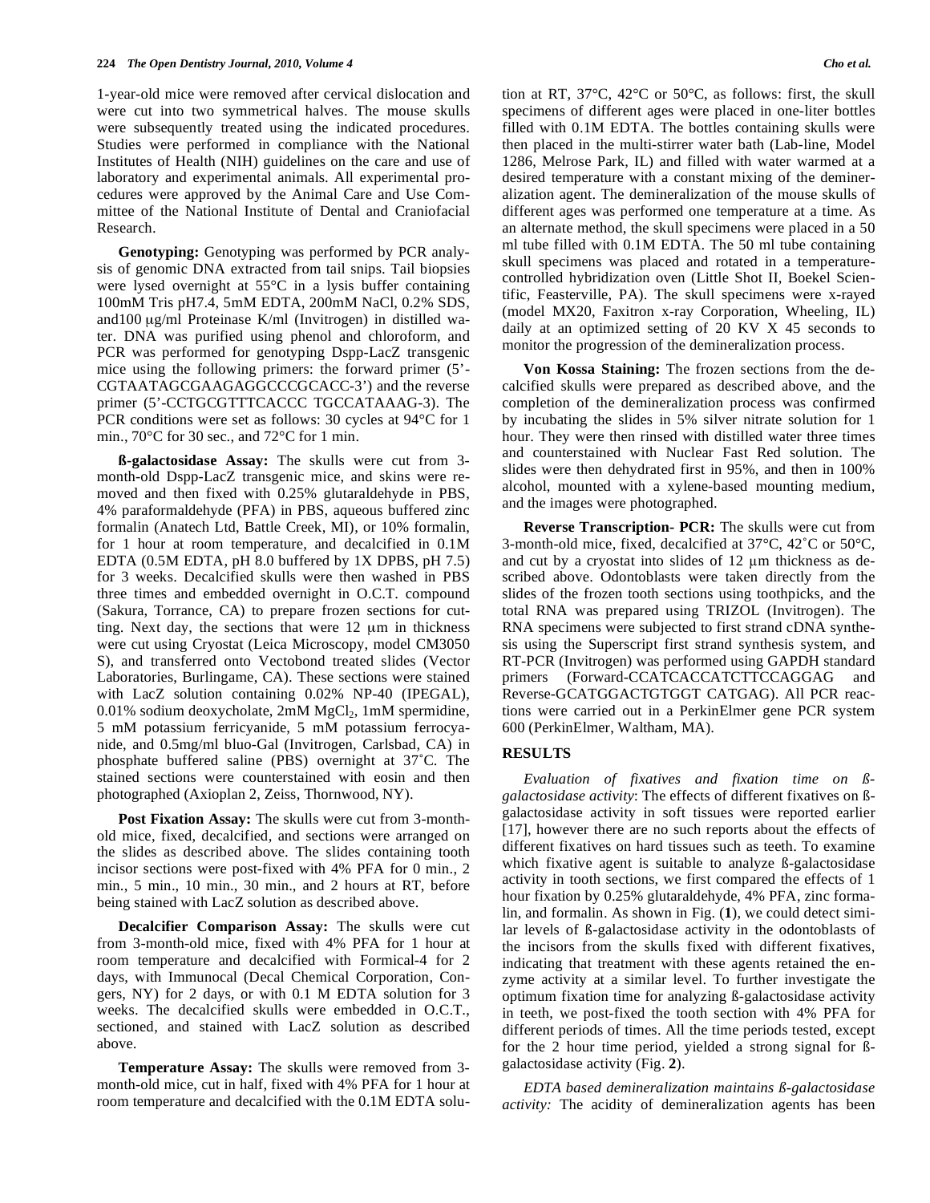1-year-old mice were removed after cervical dislocation and were cut into two symmetrical halves. The mouse skulls were subsequently treated using the indicated procedures. Studies were performed in compliance with the National Institutes of Health (NIH) guidelines on the care and use of laboratory and experimental animals. All experimental procedures were approved by the Animal Care and Use Committee of the National Institute of Dental and Craniofacial Research.

**Genotyping:** Genotyping was performed by PCR analysis of genomic DNA extracted from tail snips. Tail biopsies were lysed overnight at 55°C in a lysis buffer containing 100mM Tris pH7.4, 5mM EDTA, 200mM NaCl, 0.2% SDS, and100 μg/ml Proteinase K/ml (Invitrogen) in distilled water. DNA was purified using phenol and chloroform, and PCR was performed for genotyping Dspp-LacZ transgenic mice using the following primers: the forward primer (5'-CGTAATAGCGAAGAGGCCCGCACC-3') and the reverse primer (5'-CCTGCGTTTCACCC TGCCATAAAG-3). The PCR conditions were set as follows: 30 cycles at 94°C for 1 min., 70°C for 30 sec., and 72°C for 1 min.

**ß-galactosidase Assay:** The skulls were cut from 3-month-old Dspp-LacZ transgenic mice, and skins were removed and then fixed with 0.25% glutaraldehyde in PBS, 4% paraformaldehyde (PFA) in PBS, aqueous buffered zinc formalin (Anatech Ltd, Battle Creek, MI), or 10% formalin, for 1 hour at room temperature, and decalcified in 0.1M EDTA (0.5M EDTA, pH 8.0 buffered by 1X DPBS, pH 7.5) for 3 weeks. Decalcified skulls were then washed in PBS three times and embedded overnight in O.C.T. compound (Sakura, Torrance, CA) to prepare frozen sections for cutting. Next day, the sections that were 12 μm in thickness were cut using Cryostat (Leica Microscopy, model CM3050 S), and transferred onto Vectobond treated slides (Vector Laboratories, Burlingame, CA). These sections were stained with LacZ solution containing 0.02% NP-40 (IPEGAL), 0.01% sodium deoxycholate, 2mM $MgCl_2$, 1mM spermidine, 5 mM potassium ferricyanide, 5 mM potassium ferrocyanide, and 0.5mg/ml bluo-Gal (Invitrogen, Carlsbad, CA) in phosphate buffered saline (PBS) overnight at 37˚C. The stained sections were counterstained with eosin and then photographed (Axioplan 2, Zeiss, Thornwood, NY).

**Post Fixation Assay:** The skulls were cut from 3-month-old mice, fixed, decalcified, and sections were arranged on the slides as described above. The slides containing tooth incisor sections were post-fixed with 4% PFA for 0 min., 2 min., 5 min., 10 min., 30 min., and 2 hours at RT, before being stained with LacZ solution as described above.

**Decalcifier Comparison Assay:** The skulls were cut from 3-month-old mice, fixed with 4% PFA for 1 hour at room temperature and decalcified with Formical-4 for 2 days, with Immunocal (Decal Chemical Corporation, Congers, NY) for 2 days, or with 0.1 M EDTA solution for 3 weeks. The decalcified skulls were embedded in O.C.T., sectioned, and stained with LacZ solution as described above.

**Temperature Assay:** The skulls were removed from 3-month-old mice, cut in half, fixed with 4% PFA for 1 hour at room temperature and decalcified with the 0.1M EDTA solution at RT, 37°C, 42°C or 50°C, as follows: first, the skull specimens of different ages were placed in one-liter bottles filled with 0.1M EDTA. The bottles containing skulls were then placed in the multi-stirrer water bath (Lab-line, Model 1286, Melrose Park, IL) and filled with water warmed at a desired temperature with a constant mixing of the demineralization agent. The demineralization of the mouse skulls of different ages was performed one temperature at a time. As an alternate method, the skull specimens were placed in a 50 ml tube filled with 0.1M EDTA. The 50 ml tube containing skull specimens was placed and rotated in a temperature-controlled hybridization oven (Little Shot II, Boekel Scientific, Feasterville, PA). The skull specimens were x-rayed (model MX20, Faxitron x-ray Corporation, Wheeling, IL) daily at an optimized setting of 20 KV X 45 seconds to monitor the progression of the demineralization process.

**Von Kossa Staining:** The frozen sections from the decalcified skulls were prepared as described above, and the completion of the demineralization process was confirmed by incubating the slides in 5% silver nitrate solution for 1 hour. They were then rinsed with distilled water three times and counterstained with Nuclear Fast Red solution. The slides were then dehydrated first in 95%, and then in 100% alcohol, mounted with a xylene-based mounting medium, and the images were photographed.

**Reverse Transcription- PCR:** The skulls were cut from 3-month-old mice, fixed, decalcified at 37°C, 42˚C or 50°C, and cut by a cryostat into slides of 12 μm thickness as described above. Odontoblasts were taken directly from the slides of the frozen tooth sections using toothpicks, and the total RNA was prepared using TRIZOL (Invitrogen). The RNA specimens were subjected to first strand cDNA synthesis using the Superscript first strand synthesis system, and RT-PCR (Invitrogen) was performed using GAPDH standard primers (Forward-CCATCACCATCTTCCAGGAG and Reverse-GCATGGACTGTGGT CATGAG). All PCR reactions were carried out in a PerkinElmer gene PCR system 600 (PerkinElmer, Waltham, MA).

## RESULTS

*Evaluation of fixatives and fixation time on ß-galactosidase activity*: The effects of different fixatives on ß-galactosidase activity in soft tissues were reported earlier [17], however there are no such reports about the effects of different fixatives on hard tissues such as teeth. To examine which fixative agent is suitable to analyze ß-galactosidase activity in tooth sections, we first compared the effects of 1 hour fixation by 0.25% glutaraldehyde, 4% PFA, zinc formalin, and formalin. As shown in Fig. (**1**), we could detect similar levels of ß-galactosidase activity in the odontoblasts of the incisors from the skulls fixed with different fixatives, indicating that treatment with these agents retained the enzyme activity at a similar level. To further investigate the optimum fixation time for analyzing ß-galactosidase activity in teeth, we post-fixed the tooth section with 4% PFA for different periods of times. All the time periods tested, except for the 2 hour time period, yielded a strong signal for ß-galactosidase activity (Fig. **2**).

*EDTA based demineralization maintains ß-galactosidase activity:* The acidity of demineralization agents has been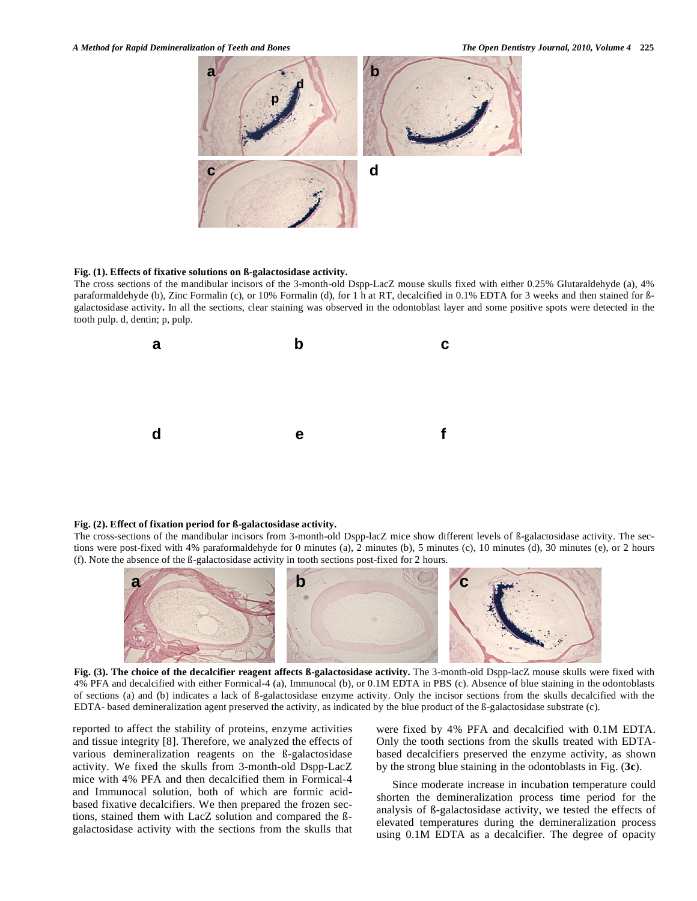**Fig. (1). Effects of fixative solutions on ß-galactosidase activity.**

The cross sections of the mandibular incisors of the 3-month-old Dspp-LacZ mouse skulls fixed with either 0.25% Glutaraldehyde (a), 4% paraformaldehyde (b), Zinc Formalin (c), or 10% Formalin (d), for 1 h at RT, decalcified in 0.1% EDTA for 3 weeks and then stained for ß-galactosidase activity**.** In all the sections, clear staining was observed in the odontoblast layer and some positive spots were detected in the tooth pulp. d, dentin; p, pulp.

**Fig. (2). Effect of fixation period for ß-galactosidase activity.**

The cross-sections of the mandibular incisors from 3-month-old Dspp-lacZ mice show different levels of ß-galactosidase activity. The sections were post-fixed with 4% paraformaldehyde for 0 minutes (a), 2 minutes (b), 5 minutes (c), 10 minutes (d), 30 minutes (e), or 2 hours (f). Note the absence of the ß-galactosidase activity in tooth sections post-fixed for 2 hours.

**Fig. (3). The choice of the decalcifier reagent affects ß-galactosidase activity.** The 3-month-old Dspp-lacZ mouse skulls were fixed with 4% PFA and decalcified with either Formical-4 (a), Immunocal (b), or 0.1M EDTA in PBS (c). Absence of blue staining in the odontoblasts of sections (a) and (b) indicates a lack of ß-galactosidase enzyme activity. Only the incisor sections from the skulls decalcified with the EDTA- based demineralization agent preserved the activity, as indicated by the blue product of the ß-galactosidase substrate (c).

reported to affect the stability of proteins, enzyme activities and tissue integrity [8]. Therefore, we analyzed the effects of various demineralization reagents on the ß-galactosidase activity. We fixed the skulls from 3-month-old Dspp-LacZ mice with 4% PFA and then decalcified them in Formical-4 and Immunocal solution, both of which are formic acid-based fixative decalcifiers. We then prepared the frozen sections, stained them with LacZ solution and compared the ß-galactosidase activity with the sections from the skulls that were fixed by 4% PFA and decalcified with 0.1M EDTA. Only the tooth sections from the skulls treated with EDTA-based decalcifiers preserved the enzyme activity, as shown by the strong blue staining in the odontoblasts in Fig. (**3c**).

Since moderate increase in incubation temperature could shorten the demineralization process time period for the analysis of ß-galactosidase activity, we tested the effects of elevated temperatures during the demineralization process using 0.1M EDTA as a decalcifier. The degree of opacity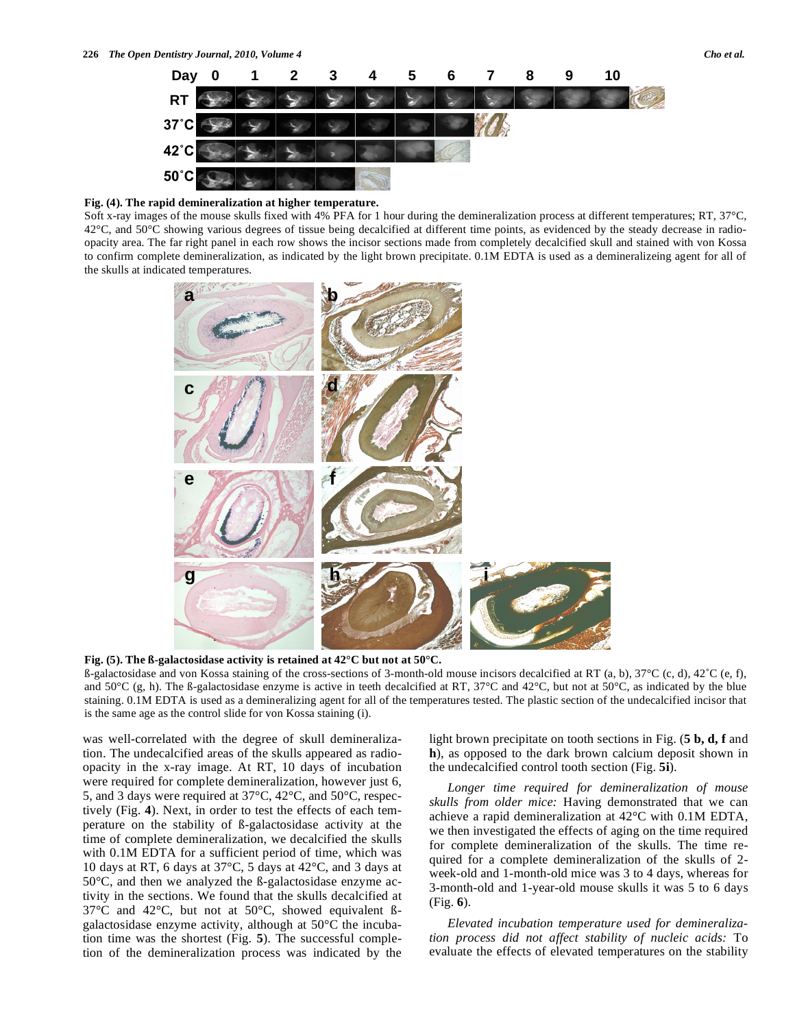**Fig. (4). The rapid demineralization at higher temperature.**

Soft x-ray images of the mouse skulls fixed with 4% PFA for 1 hour during the demineralization process at different temperatures; RT, 37°C, 42°C, and 50°C showing various degrees of tissue being decalcified at different time points, as evidenced by the steady decrease in radio-opacity area. The far right panel in each row shows the incisor sections made from completely decalcified skull and stained with von Kossa to confirm complete demineralization, as indicated by the light brown precipitate. 0.1M EDTA is used as a demineralizeing agent for all of the skulls at indicated temperatures.

**Fig. (5). The ß-galactosidase activity is retained at 42°C but not at 50°C.**

ß-galactosidase and von Kossa staining of the cross-sections of 3-month-old mouse incisors decalcified at RT (a, b), 37°C (c, d), 42˚C (e, f), and 50°C (g, h). The ß-galactosidase enzyme is active in teeth decalcified at RT, 37°C and 42°C, but not at 50°C, as indicated by the blue staining. 0.1M EDTA is used as a demineralizing agent for all of the temperatures tested. The plastic section of the undecalcified incisor that is the same age as the control slide for von Kossa staining (i).

was well-correlated with the degree of skull demineralization. The undecalcified areas of the skulls appeared as radio-opacity in the x-ray image. At RT, 10 days of incubation were required for complete demineralization, however just 6, 5, and 3 days were required at 37°C, 42°C, and 50°C, respectively (Fig. **4**). Next, in order to test the effects of each temperature on the stability of ß-galactosidase activity at the time of complete demineralization, we decalcified the skulls with 0.1M EDTA for a sufficient period of time, which was 10 days at RT, 6 days at 37°C, 5 days at 42°C, and 3 days at 50°C, and then we analyzed the ß-galactosidase enzyme activity in the sections. We found that the skulls decalcified at 37°C and 42°C, but not at 50°C, showed equivalent ß-galactosidase enzyme activity, although at 50°C the incubation time was the shortest (Fig. **5**). The successful completion of the demineralization process was indicated by the light brown precipitate on tooth sections in Fig. (**5 b, d, f** and **h**), as opposed to the dark brown calcium deposit shown in the undecalcified control tooth section (Fig. **5i**).

*Longer time required for demineralization of mouse skulls from older mice:* Having demonstrated that we can achieve a rapid demineralization at 42°C with 0.1M EDTA, we then investigated the effects of aging on the time required for complete demineralization of the skulls. The time required for a complete demineralization of the skulls of 2-week-old and 1-month-old mice was 3 to 4 days, whereas for 3-month-old and 1-year-old mouse skulls it was 5 to 6 days (Fig. **6**).

*Elevated incubation temperature used for demineralization process did not affect stability of nucleic acids:* To evaluate the effects of elevated temperatures on the stability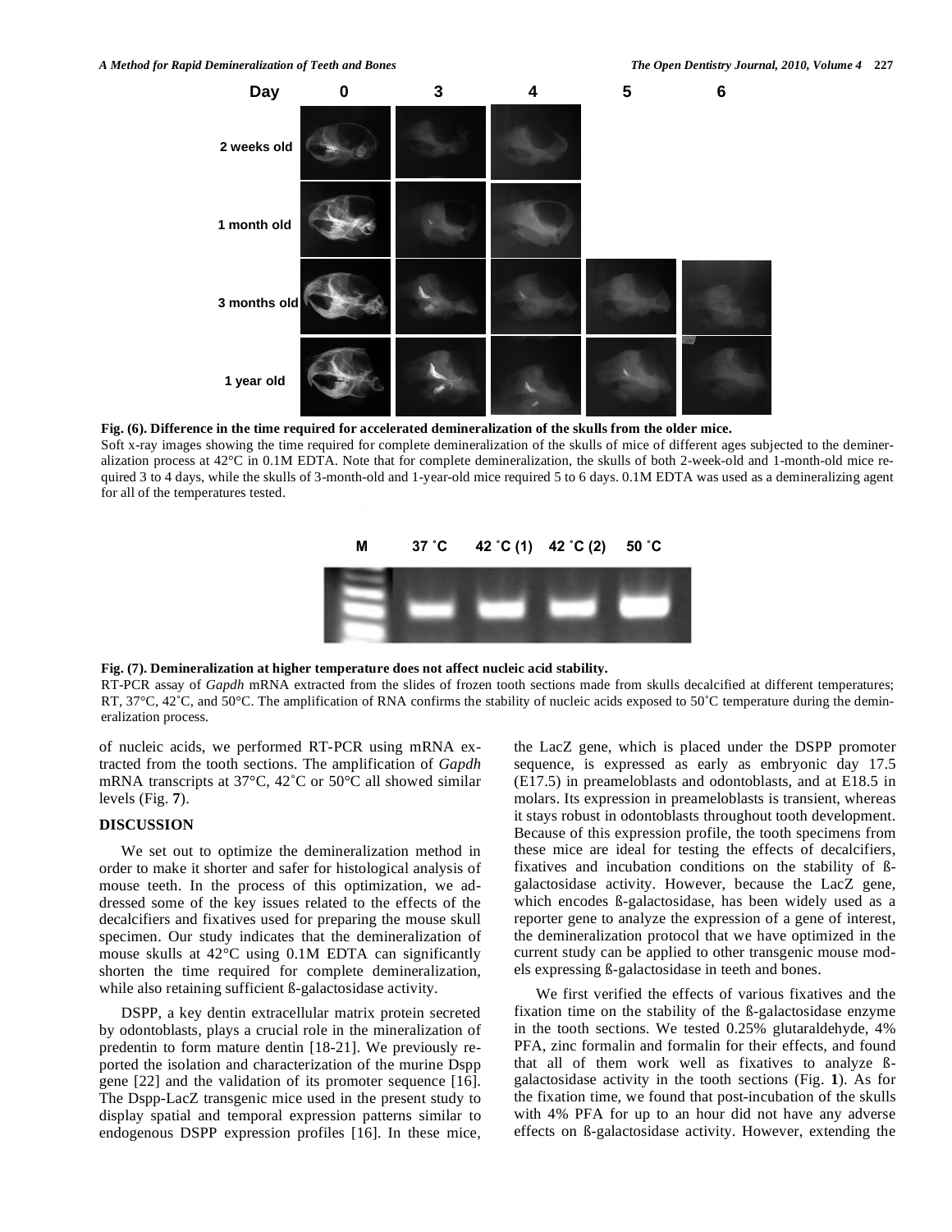**Fig. (6). Difference in the time required for accelerated demineralization of the skulls from the older mice.**

Soft x-ray images showing the time required for complete demineralization of the skulls of mice of different ages subjected to the demineralization process at 42°C in 0.1M EDTA. Note that for complete demineralization, the skulls of both 2-week-old and 1-month-old mice required 3 to 4 days, while the skulls of 3-month-old and 1-year-old mice required 5 to 6 days. 0.1M EDTA was used as a demineralizing agent for all of the temperatures tested.

**Fig. (7). Demineralization at higher temperature does not affect nucleic acid stability.**

RT-PCR assay of *Gapdh* mRNA extracted from the slides of frozen tooth sections made from skulls decalcified at different temperatures; RT, 37°C, 42˚C, and 50°C. The amplification of RNA confirms the stability of nucleic acids exposed to 50˚C temperature during the demineralization process.

of nucleic acids, we performed RT-PCR using mRNA extracted from the tooth sections. The amplification of *Gapdh* mRNA transcripts at 37°C, 42˚C or 50°C all showed similar levels (Fig. **7**).

## DISCUSSION

We set out to optimize the demineralization method in order to make it shorter and safer for histological analysis of mouse teeth. In the process of this optimization, we addressed some of the key issues related to the effects of the decalcifiers and fixatives used for preparing the mouse skull specimen. Our study indicates that the demineralization of mouse skulls at 42°C using 0.1M EDTA can significantly shorten the time required for complete demineralization, while also retaining sufficient ß-galactosidase activity.

DSPP, a key dentin extracellular matrix protein secreted by odontoblasts, plays a crucial role in the mineralization of predentin to form mature dentin [18-21]. We previously reported the isolation and characterization of the murine Dspp gene [22] and the validation of its promoter sequence [16]. The Dspp-LacZ transgenic mice used in the present study to display spatial and temporal expression patterns similar to endogenous DSPP expression profiles [16]. In these mice, the LacZ gene, which is placed under the DSPP promoter sequence, is expressed as early as embryonic day 17.5 (E17.5) in preameloblasts and odontoblasts, and at E18.5 in molars. Its expression in preameloblasts is transient, whereas it stays robust in odontoblasts throughout tooth development. Because of this expression profile, the tooth specimens from these mice are ideal for testing the effects of decalcifiers, fixatives and incubation conditions on the stability of ß-galactosidase activity. However, because the LacZ gene, which encodes ß-galactosidase, has been widely used as a reporter gene to analyze the expression of a gene of interest, the demineralization protocol that we have optimized in the current study can be applied to other transgenic mouse models expressing ß-galactosidase in teeth and bones.

We first verified the effects of various fixatives and the fixation time on the stability of the ß-galactosidase enzyme in the tooth sections. We tested 0.25% glutaraldehyde, 4% PFA, zinc formalin and formalin for their effects, and found that all of them work well as fixatives to analyze ß-galactosidase activity in the tooth sections (Fig. **1**). As for the fixation time, we found that post-incubation of the skulls with 4% PFA for up to an hour did not have any adverse effects on ß-galactosidase activity. However, extending the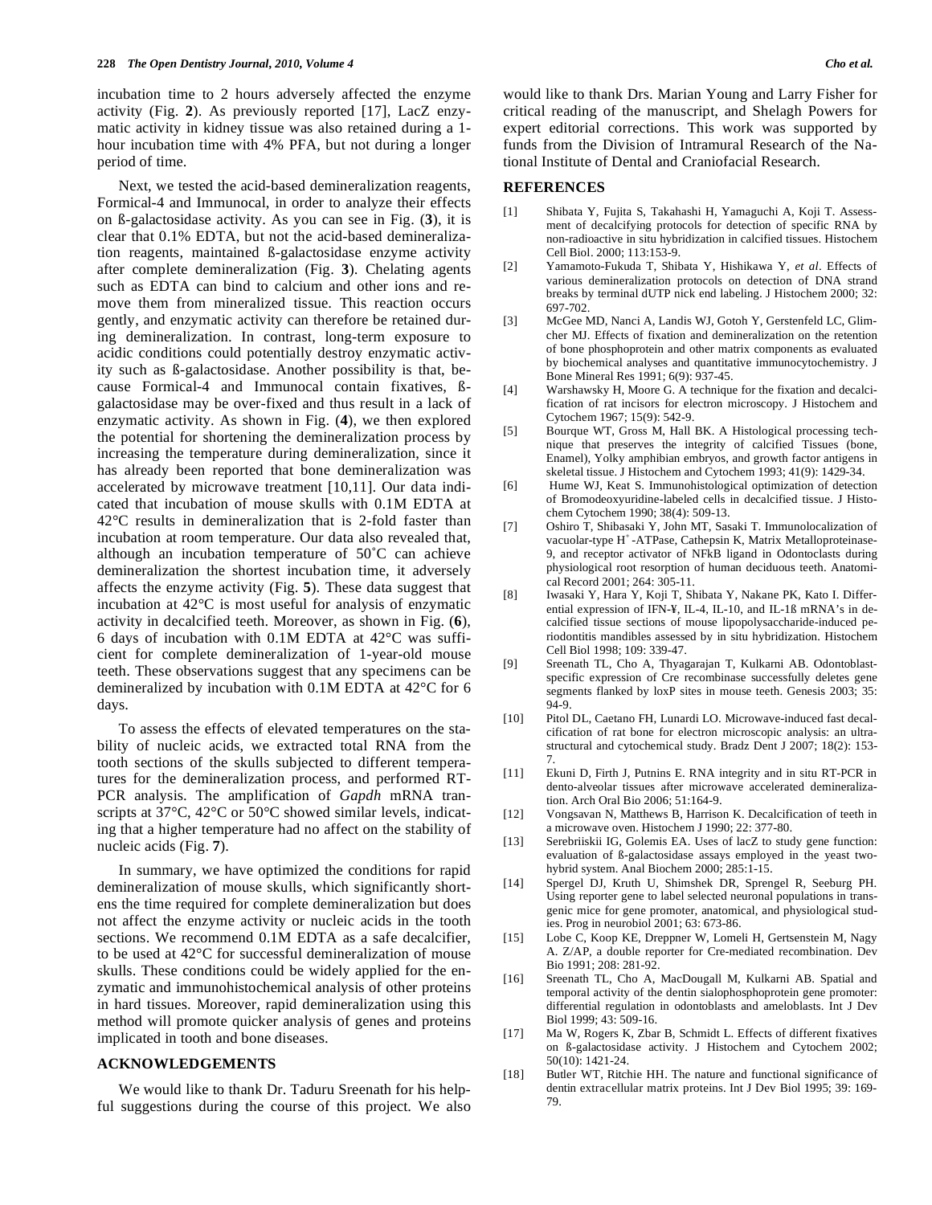incubation time to 2 hours adversely affected the enzyme activity (Fig. **2**). As previously reported [17], LacZ enzymatic activity in kidney tissue was also retained during a 1-hour incubation time with 4% PFA, but not during a longer period of time.

Next, we tested the acid-based demineralization reagents, Formical-4 and Immunocal, in order to analyze their effects on ß-galactosidase activity. As you can see in Fig. (**3**), it is clear that 0.1% EDTA, but not the acid-based demineralization reagents, maintained ß-galactosidase enzyme activity after complete demineralization (Fig. **3**). Chelating agents such as EDTA can bind to calcium and other ions and remove them from mineralized tissue. This reaction occurs gently, and enzymatic activity can therefore be retained during demineralization. In contrast, long-term exposure to acidic conditions could potentially destroy enzymatic activity such as ß-galactosidase. Another possibility is that, because Formical-4 and Immunocal contain fixatives, ß-galactosidase may be over-fixed and thus result in a lack of enzymatic activity. As shown in Fig. (**4**), we then explored the potential for shortening the demineralization process by increasing the temperature during demineralization, since it has already been reported that bone demineralization was accelerated by microwave treatment [10,11]. Our data indicated that incubation of mouse skulls with 0.1M EDTA at 42°C results in demineralization that is 2-fold faster than incubation at room temperature. Our data also revealed that, although an incubation temperature of 50˚C can achieve demineralization the shortest incubation time, it adversely affects the enzyme activity (Fig. **5**). These data suggest that incubation at 42°C is most useful for analysis of enzymatic activity in decalcified teeth. Moreover, as shown in Fig. (**6**), 6 days of incubation with 0.1M EDTA at 42°C was sufficient for complete demineralization of 1-year-old mouse teeth. These observations suggest that any specimens can be demineralized by incubation with 0.1M EDTA at 42°C for 6 days.

To assess the effects of elevated temperatures on the stability of nucleic acids, we extracted total RNA from the tooth sections of the skulls subjected to different temperatures for the demineralization process, and performed RT-PCR analysis. The amplification of *Gapdh* mRNA transcripts at 37°C, 42°C or 50°C showed similar levels, indicating that a higher temperature had no affect on the stability of nucleic acids (Fig. **7**).

In summary, we have optimized the conditions for rapid demineralization of mouse skulls, which significantly shortens the time required for complete demineralization but does not affect the enzyme activity or nucleic acids in the tooth sections. We recommend 0.1M EDTA as a safe decalcifier, to be used at 42°C for successful demineralization of mouse skulls. These conditions could be widely applied for the enzymatic and immunohistochemical analysis of other proteins in hard tissues. Moreover, rapid demineralization using this method will promote quicker analysis of genes and proteins implicated in tooth and bone diseases.

## ACKNOWLEDGEMENTS

We would like to thank Dr. Taduru Sreenath for his helpful suggestions during the course of this project. We also would like to thank Drs. Marian Young and Larry Fisher for critical reading of the manuscript, and Shelagh Powers for expert editorial corrections. This work was supported by funds from the Division of Intramural Research of the National Institute of Dental and Craniofacial Research.

## REFERENCES

[1] Shibata Y, Fujita S, Takahashi H, Yamaguchi A, Koji T. Assessment of decalcifying protocols for detection of specific RNA by non-radioactive in situ hybridization in calcified tissues. Histochem Cell Biol. 2000; 113:153-9.

[2] Yamamoto-Fukuda T, Shibata Y, Hishikawa Y, *et al*. Effects of various demineralization protocols on detection of DNA strand breaks by terminal dUTP nick end labeling. J Histochem 2000; 32: 697-702.

[3] McGee MD, Nanci A, Landis WJ, Gotoh Y, Gerstenfeld LC, Glimcher MJ. Effects of fixation and demineralization on the retention of bone phosphoprotein and other matrix components as evaluated by biochemical analyses and quantitative immunocytochemistry. J Bone Mineral Res 1991; 6(9): 937-45.

[4] Warshawsky H, Moore G. A technique for the fixation and decalcification of rat incisors for electron microscopy. J Histochem and Cytochem 1967; 15(9): 542-9.

[5] Bourque WT, Gross M, Hall BK. A Histological processing technique that preserves the integrity of calcified Tissues (bone, Enamel), Yolky amphibian embryos, and growth factor antigens in skeletal tissue. J Histochem and Cytochem 1993; 41(9): 1429-34.

[6] Hume WJ, Keat S. Immunohistological optimization of detection of Bromodeoxyuridine-labeled cells in decalcified tissue. J Histochem Cytochem 1990; 38(4): 509-13.

[7] Oshiro T, Shibasaki Y, John MT, Sasaki T. Immunolocalization of vacuolar-type $H^+$-ATPase, Cathepsin K, Matrix Metalloproteinase-9, and receptor activator of NFkB ligand in Odontoclasts during physiological root resorption of human deciduous teeth. Anatomical Record 2001; 264: 305-11.

[8] Iwasaki Y, Hara Y, Koji T, Shibata Y, Nakane PK, Kato I. Differential expression of IFN-¥, IL-4, IL-10, and IL-1ß mRNA's in decalcified tissue sections of mouse lipopolysaccharide-induced periodontitis mandibles assessed by in situ hybridization. Histochem Cell Biol 1998; 109: 339-47.

[9] Sreenath TL, Cho A, Thyagarajan T, Kulkarni AB. Odontoblast-specific expression of Cre recombinase successfully deletes gene segments flanked by loxP sites in mouse teeth. Genesis 2003; 35: 94-9.

[10] Pitol DL, Caetano FH, Lunardi LO. Microwave-induced fast decalcification of rat bone for electron microscopic analysis: an ultrastructural and cytochemical study. Bradz Dent J 2007; 18(2): 153-7.

[11] Ekuni D, Firth J, Putnins E. RNA integrity and in situ RT-PCR in dento-alveolar tissues after microwave accelerated demineralization. Arch Oral Bio 2006; 51:164-9.

[12] Vongsavan N, Matthews B, Harrison K. Decalcification of teeth in a microwave oven. Histochem J 1990; 22: 377-80.

[13] Serebriiskii IG, Golemis EA. Uses of lacZ to study gene function: evaluation of ß-galactosidase assays employed in the yeast two-hybrid system. Anal Biochem 2000; 285:1-15.

[14] Spergel DJ, Kruth U, Shimshek DR, Sprengel R, Seeburg PH. Using reporter gene to label selected neuronal populations in transgenic mice for gene promoter, anatomical, and physiological studies. Prog in neurobiol 2001; 63: 673-86.

[15] Lobe C, Koop KE, Dreppner W, Lomeli H, Gertsenstein M, Nagy A. Z/AP, a double reporter for Cre-mediated recombination. Dev Bio 1991; 208: 281-92.

[16] Sreenath TL, Cho A, MacDougall M, Kulkarni AB. Spatial and temporal activity of the dentin sialophosphoprotein gene promoter: differential regulation in odontoblasts and ameloblasts. Int J Dev Biol 1999; 43: 509-16.

[17] Ma W, Rogers K, Zbar B, Schmidt L. Effects of different fixatives on ß-galactosidase activity. J Histochem and Cytochem 2002; 50(10): 1421-24.

[18] Butler WT, Ritchie HH. The nature and functional significance of dentin extracellular matrix proteins. Int J Dev Biol 1995; 39: 169-79.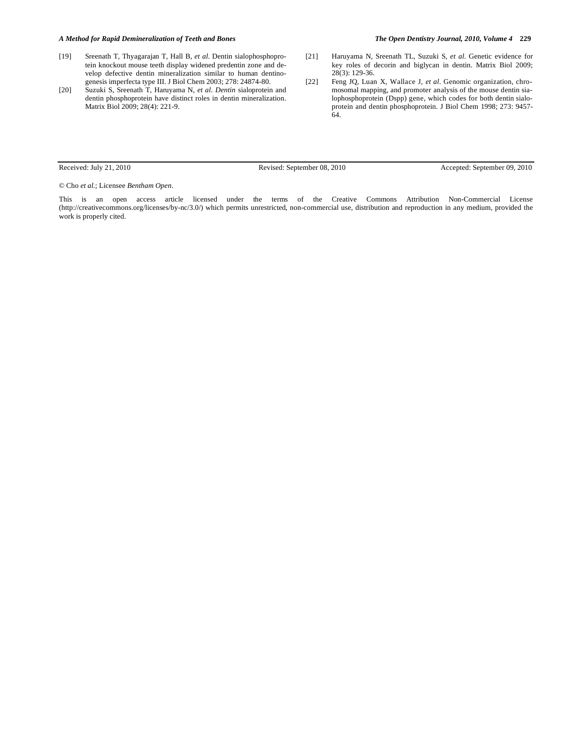[19] Sreenath T, Thyagarajan T, Hall B, *et al*. Dentin sialophosphoprotein knockout mouse teeth display widened predentin zone and develop defective dentin mineralization similar to human dentinogenesis imperfecta type III. J Biol Chem 2003; 278: 24874-80.

[20] Suzuki S, Sreenath T, Haruyama N, *et al*. *Dentin* sialoprotein and dentin phosphoprotein have distinct roles in dentin mineralization. Matrix Biol 2009; 28(4): 221-9.

[21] Haruyama N, Sreenath TL, Suzuki S, *et al*. Genetic evidence for key roles of decorin and biglycan in dentin. Matrix Biol 2009; 28(3): 129-36.

[22] Feng JQ, Luan X, Wallace J, *et al*. Genomic organization, chromosomal mapping, and promoter analysis of the mouse dentin sialophosphoprotein (Dspp) gene, which codes for both dentin sialoprotein and dentin phosphoprotein. J Biol Chem 1998; 273: 9457-64.

---

Received: July 21, 2010 Revised: September 08, 2010 Accepted: September 09, 2010

© Cho *et al*.; Licensee *Bentham Open*.

This is an open access article licensed under the terms of the Creative Commons Attribution Non-Commercial License (http://creativecommons.org/licenses/by-nc/3.0/) which permits unrestricted, non-commercial use, distribution and reproduction in any medium, provided the work is properly cited.